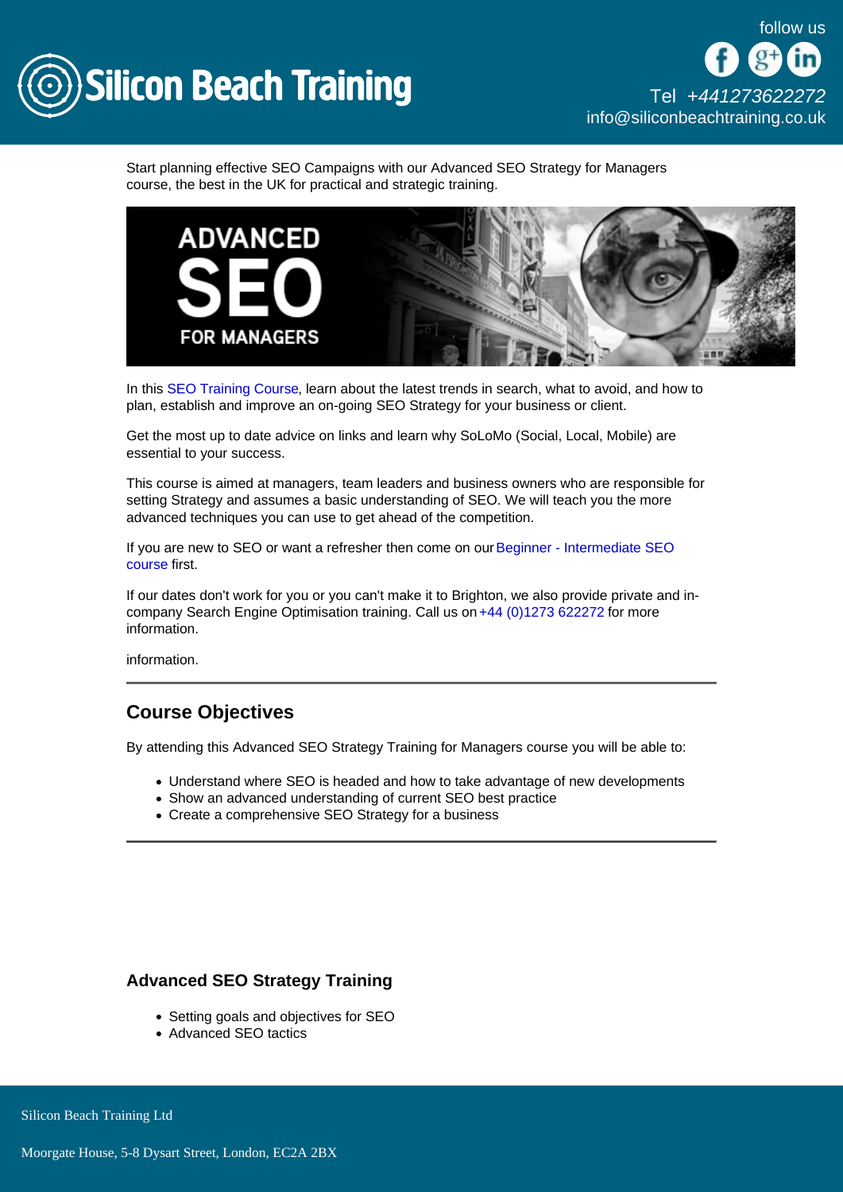Silicon Beach Training

follow us

Tel +441273622272
info@siliconbeachtraining.co.uk

Start planning effective SEO Campaigns with our Advanced SEO Strategy for Managers course, the best in the UK for practical and strategic training.

In this SEO Training Course, learn about the latest trends in search, what to avoid, and how to plan, establish and improve an on-going SEO Strategy for your business or client.

Get the most up to date advice on links and learn why SoLoMo (Social, Local, Mobile) are essential to your success.

This course is aimed at managers, team leaders and business owners who are responsible for setting Strategy and assumes a basic understanding of SEO. We will teach you the more advanced techniques you can use to get ahead of the competition.

If you are new to SEO or want a refresher then come on our Beginner - Intermediate SEO course first.

If our dates don't work for you or you can't make it to Brighton, we also provide private and in-company Search Engine Optimisation training. Call us on +44 (0)1273 622272 for more information.

information.

---

## Course Objectives

By attending this Advanced SEO Strategy Training for Managers course you will be able to:

- Understand where SEO is headed and how to take advantage of new developments
- Show an advanced understanding of current SEO best practice
- Create a comprehensive SEO Strategy for a business

---

### Advanced SEO Strategy Training

- Setting goals and objectives for SEO
- Advanced SEO tactics

Silicon Beach Training Ltd

Moorgate House, 5-8 Dysart Street, London, EC2A 2BX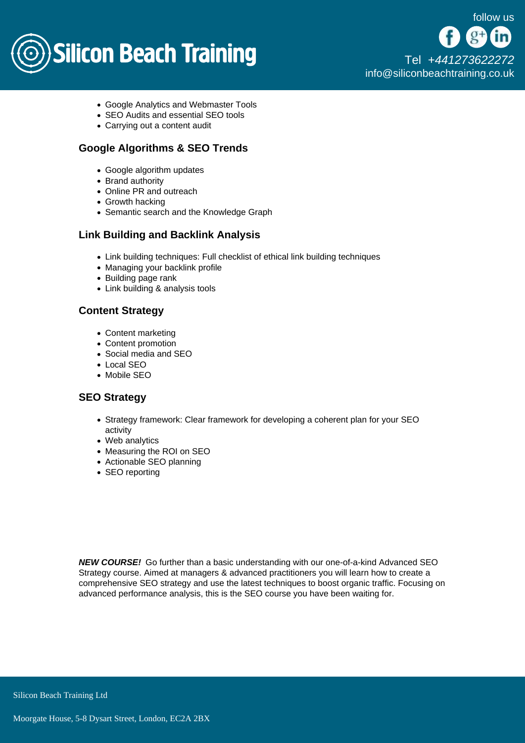- Google Analytics and Webmaster Tools
- SEO Audits and essential SEO tools
- Carrying out a content audit

### Google Algorithms & SEO Trends

- Google algorithm updates
- Brand authority
- Online PR and outreach
- Growth hacking
- Semantic search and the Knowledge Graph

### Link Building and Backlink Analysis

- Link building techniques: Full checklist of ethical link building techniques
- Managing your backlink profile
- Building page rank
- Link building & analysis tools

### Content Strategy

- Content marketing
- Content promotion
- Social media and SEO
- Local SEO
- Mobile SEO

### SEO Strategy

- Strategy framework: Clear framework for developing a coherent plan for your SEO activity
- Web analytics
- Measuring the ROI on SEO
- Actionable SEO planning
- SEO reporting

***NEW COURSE!*** Go further than a basic understanding with our one-of-a-kind Advanced SEO Strategy course. Aimed at managers & advanced practitioners you will learn how to create a comprehensive SEO strategy and use the latest techniques to boost organic traffic. Focusing on advanced performance analysis, this is the SEO course you have been waiting for.